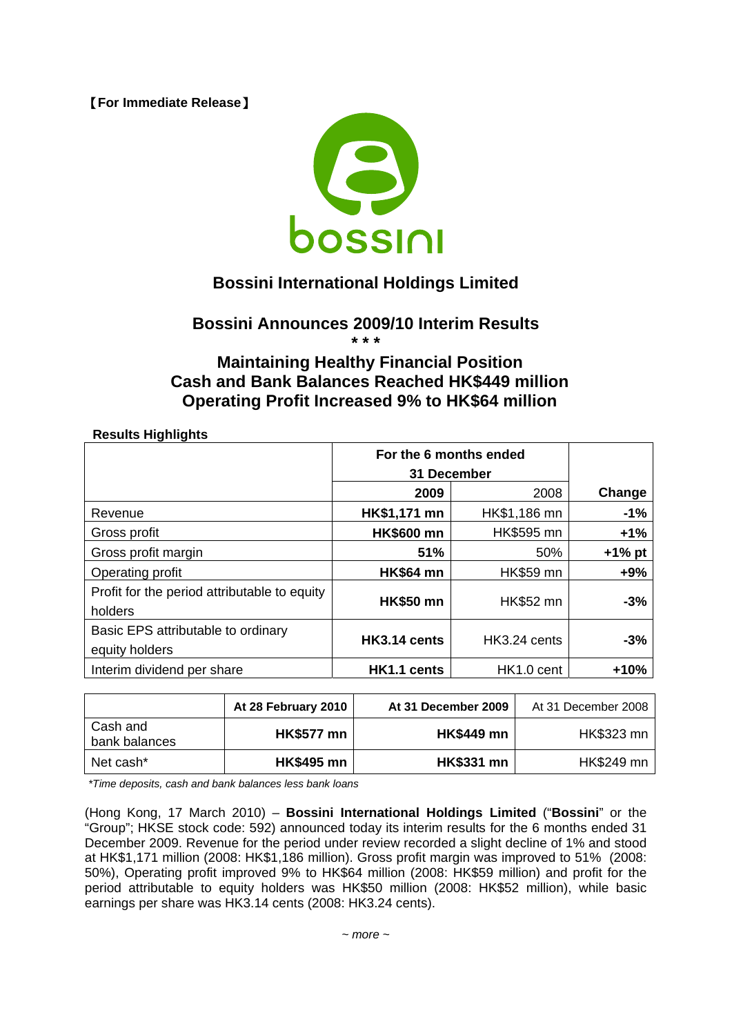【For Immediate Release】

# Bossini International Holdings Limited

## Bossini Announces 2009/10 Interim Results

***

## Maintaining Healthy Financial Position
## Cash and Bank Balances Reached HK$449 million
## Operating Profit Increased 9% to HK$64 million

**Results Highlights**

| | For the 6 months ended 31 December | | |
|---|---|---|---|
| | **2009** | 2008 | **Change** |
| Revenue | **HK$1,171 mn** | HK$1,186 mn | **-1%** |
| Gross profit | **HK$600 mn** | HK$595 mn | **+1%** |
| Gross profit margin | **51%** | 50% | **+1% pt** |
| Operating profit | **HK$64 mn** | HK$59 mn | **+9%** |
| Profit for the period attributable to equity holders | **HK$50 mn** | HK$52 mn | **-3%** |
| Basic EPS attributable to ordinary equity holders | **HK3.14 cents** | HK3.24 cents | **-3%** |
| Interim dividend per share | **HK1.1 cents** | HK1.0 cent | **+10%** |

| | **At 28 February 2010** | **At 31 December 2009** | At 31 December 2008 |
|---|---|---|---|
| Cash and bank balances | **HK$577 mn** | **HK$449 mn** | HK$323 mn |
| Net cash* | **HK$495 mn** | **HK$331 mn** | HK$249 mn |

*\*Time deposits, cash and bank balances less bank loans*

(Hong Kong, 17 March 2010) – **Bossini International Holdings Limited** ("**Bossini**" or the "Group"; HKSE stock code: 592) announced today its interim results for the 6 months ended 31 December 2009. Revenue for the period under review recorded a slight decline of 1% and stood at HK$1,171 million (2008: HK$1,186 million). Gross profit margin was improved to 51% (2008: 50%), Operating profit improved 9% to HK$64 million (2008: HK$59 million) and profit for the period attributable to equity holders was HK$50 million (2008: HK$52 million), while basic earnings per share was HK3.14 cents (2008: HK3.24 cents).

*~ more ~*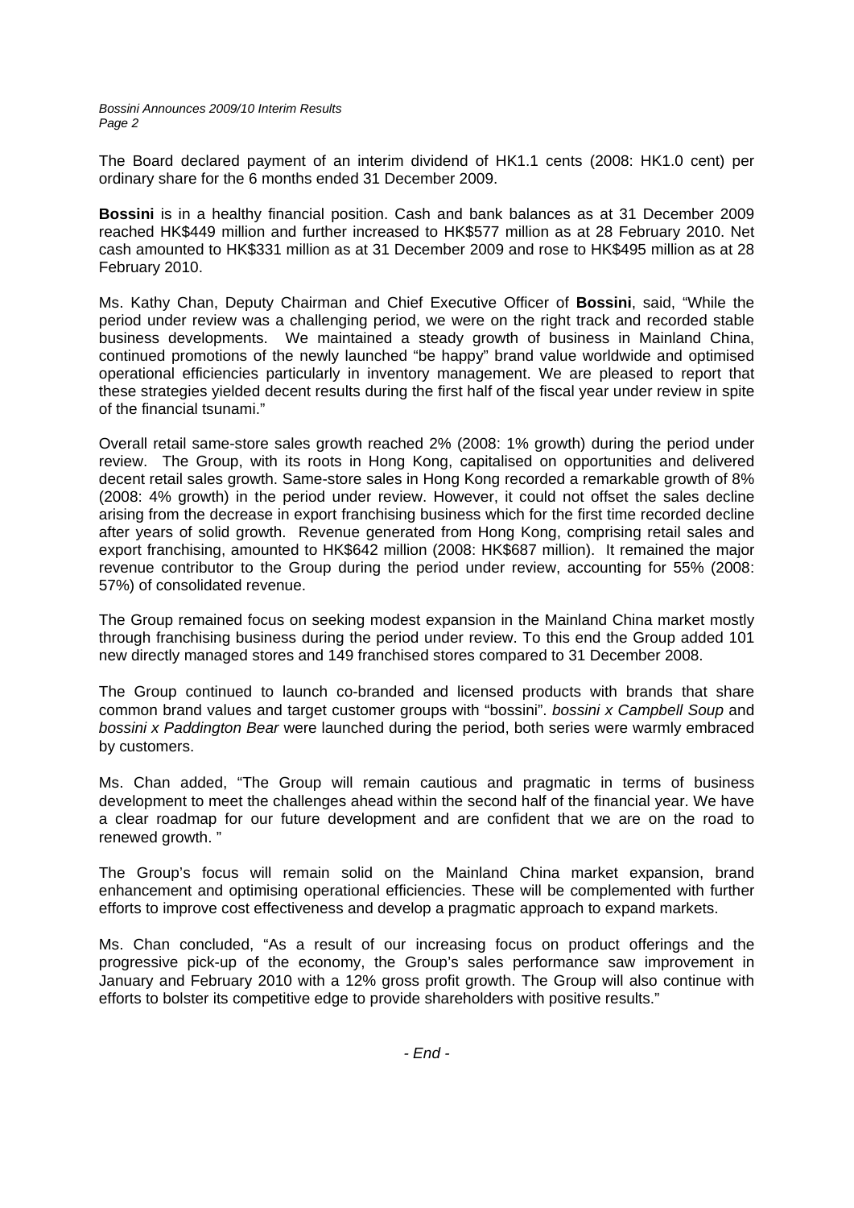The Board declared payment of an interim dividend of HK1.1 cents (2008: HK1.0 cent) per ordinary share for the 6 months ended 31 December 2009.

**Bossini** is in a healthy financial position. Cash and bank balances as at 31 December 2009 reached HK$449 million and further increased to HK$577 million as at 28 February 2010. Net cash amounted to HK$331 million as at 31 December 2009 and rose to HK$495 million as at 28 February 2010.

Ms. Kathy Chan, Deputy Chairman and Chief Executive Officer of **Bossini**, said, "While the period under review was a challenging period, we were on the right track and recorded stable business developments. We maintained a steady growth of business in Mainland China, continued promotions of the newly launched "be happy" brand value worldwide and optimised operational efficiencies particularly in inventory management. We are pleased to report that these strategies yielded decent results during the first half of the fiscal year under review in spite of the financial tsunami."

Overall retail same-store sales growth reached 2% (2008: 1% growth) during the period under review. The Group, with its roots in Hong Kong, capitalised on opportunities and delivered decent retail sales growth. Same-store sales in Hong Kong recorded a remarkable growth of 8% (2008: 4% growth) in the period under review. However, it could not offset the sales decline arising from the decrease in export franchising business which for the first time recorded decline after years of solid growth. Revenue generated from Hong Kong, comprising retail sales and export franchising, amounted to HK$642 million (2008: HK$687 million). It remained the major revenue contributor to the Group during the period under review, accounting for 55% (2008: 57%) of consolidated revenue.

The Group remained focus on seeking modest expansion in the Mainland China market mostly through franchising business during the period under review. To this end the Group added 101 new directly managed stores and 149 franchised stores compared to 31 December 2008.

The Group continued to launch co-branded and licensed products with brands that share common brand values and target customer groups with "bossini". *bossini x Campbell Soup* and *bossini x Paddington Bear* were launched during the period, both series were warmly embraced by customers.

Ms. Chan added, "The Group will remain cautious and pragmatic in terms of business development to meet the challenges ahead within the second half of the financial year. We have a clear roadmap for our future development and are confident that we are on the road to renewed growth. "

The Group's focus will remain solid on the Mainland China market expansion, brand enhancement and optimising operational efficiencies. These will be complemented with further efforts to improve cost effectiveness and develop a pragmatic approach to expand markets.

Ms. Chan concluded, "As a result of our increasing focus on product offerings and the progressive pick-up of the economy, the Group's sales performance saw improvement in January and February 2010 with a 12% gross profit growth. The Group will also continue with efforts to bolster its competitive edge to provide shareholders with positive results."

*- End -*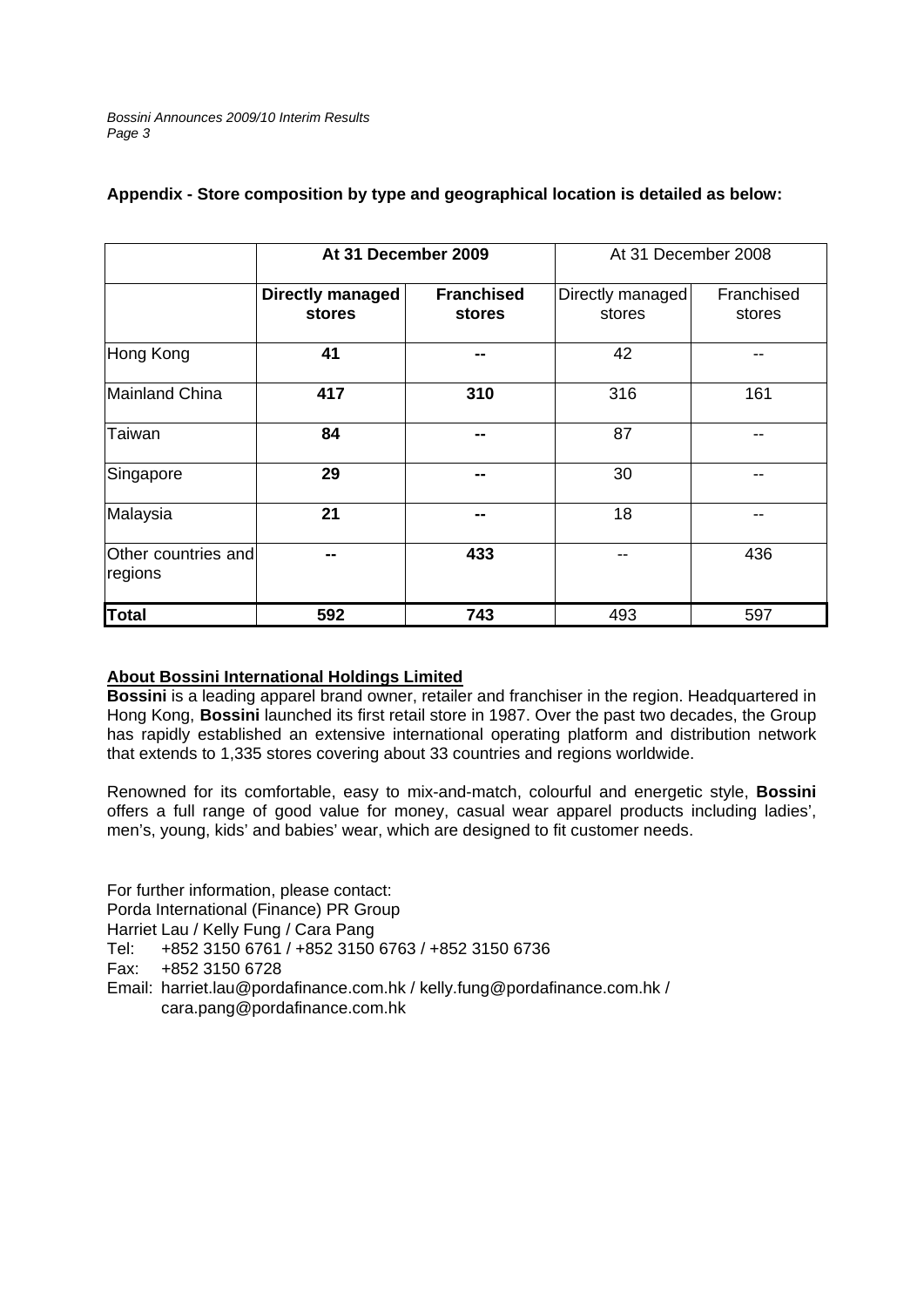**Appendix - Store composition by type and geographical location is detailed as below:**

| | **At 31 December 2009** | | At 31 December 2008 | |
|---|---|---|---|---|
| | **Directly managed stores** | **Franchised stores** | Directly managed stores | Franchised stores |
| Hong Kong | **41** | **--** | 42 | -- |
| Mainland China | **417** | **310** | 316 | 161 |
| Taiwan | **84** | **--** | 87 | -- |
| Singapore | **29** | **--** | 30 | -- |
| Malaysia | **21** | **--** | 18 | -- |
| Other countries and regions | **--** | **433** | -- | 436 |
| **Total** | **592** | **743** | 493 | 597 |

**About Bossini International Holdings Limited**

**Bossini** is a leading apparel brand owner, retailer and franchiser in the region. Headquartered in Hong Kong, **Bossini** launched its first retail store in 1987. Over the past two decades, the Group has rapidly established an extensive international operating platform and distribution network that extends to 1,335 stores covering about 33 countries and regions worldwide.

Renowned for its comfortable, easy to mix-and-match, colourful and energetic style, **Bossini** offers a full range of good value for money, casual wear apparel products including ladies', men's, young, kids' and babies' wear, which are designed to fit customer needs.

For further information, please contact:
Porda International (Finance) PR Group
Harriet Lau / Kelly Fung / Cara Pang
Tel: +852 3150 6761 / +852 3150 6763 / +852 3150 6736
Fax: +852 3150 6728
Email: harriet.lau@pordafinance.com.hk / kelly.fung@pordafinance.com.hk / cara.pang@pordafinance.com.hk